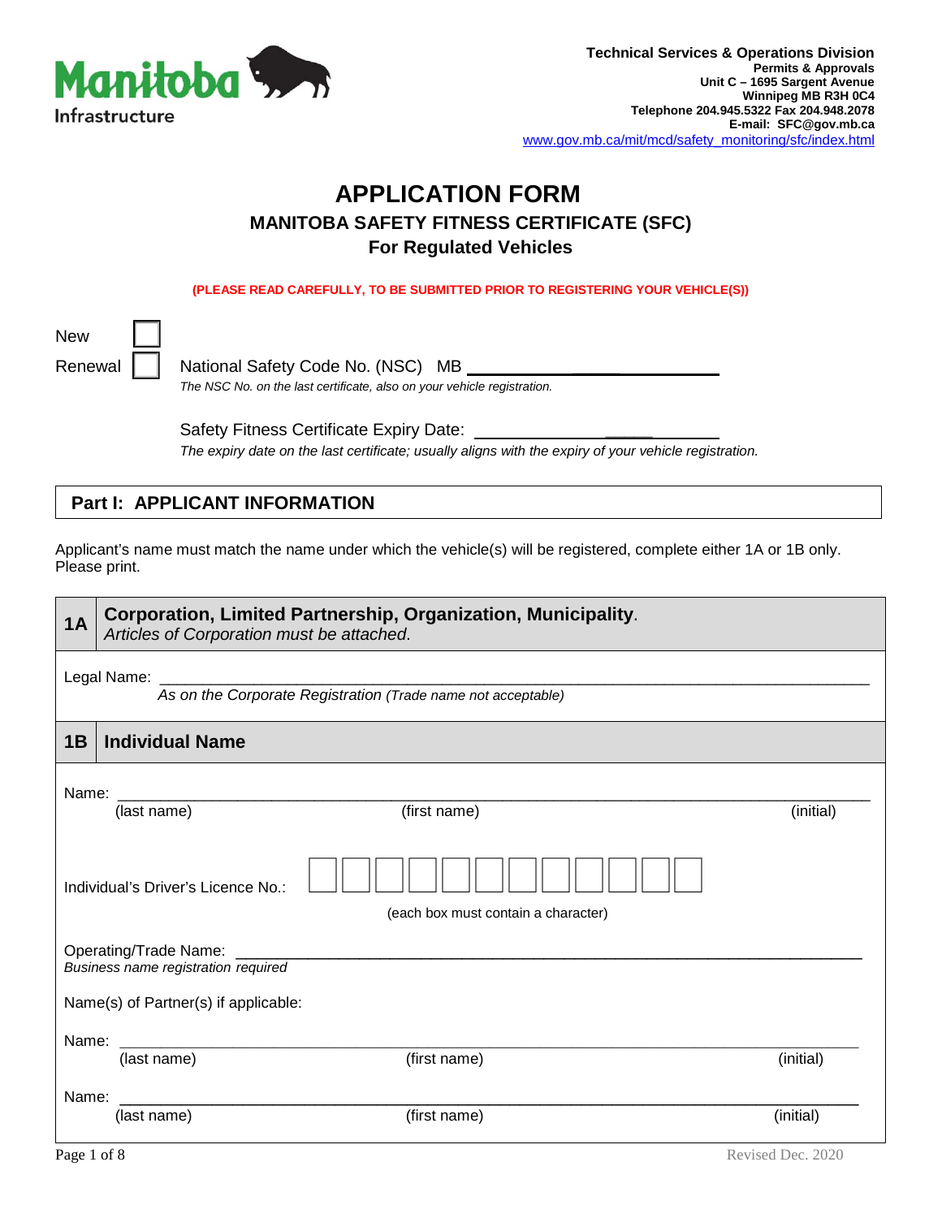Manitoba Infrastructure

**Technical Services & Operations Division**
**Permits & Approvals**
**Unit C – 1695 Sargent Avenue**
**Winnipeg MB R3H 0C4**
**Telephone 204.945.5322 Fax 204.948.2078**
**E-mail: SFC@gov.mb.ca**
www.gov.mb.ca/mit/mcd/safety_monitoring/sfc/index.html

# APPLICATION FORM

## MANITOBA SAFETY FITNESS CERTIFICATE (SFC)

## For Regulated Vehicles

**(PLEASE READ CAREFULLY, TO BE SUBMITTED PRIOR TO REGISTERING YOUR VEHICLE(S))**

New ☐

Renewal ☐ National Safety Code No. (NSC) MB ____________________

*The NSC No. on the last certificate, also on your vehicle registration.*

Safety Fitness Certificate Expiry Date: ____________________

*The expiry date on the last certificate; usually aligns with the expiry of your vehicle registration.*

## Part I: APPLICANT INFORMATION

Applicant's name must match the name under which the vehicle(s) will be registered, complete either 1A or 1B only. Please print.

### 1A Corporation, Limited Partnership, Organization, Municipality.

*Articles of Corporation must be attached.*

Legal Name: ____________________________________________
*As on the Corporate Registration (Trade name not acceptable)*

### 1B Individual Name

Name: ____________________________________________
(last name) (first name) (initial)

Individual's Driver's Licence No.: ☐☐☐☐☐☐☐☐☐☐☐☐
(each box must contain a character)

Operating/Trade Name: ____________________________________________
*Business name registration required*

Name(s) of Partner(s) if applicable:

Name: ____________________________________________
(last name) (first name) (initial)

Name: ____________________________________________
(last name) (first name) (initial)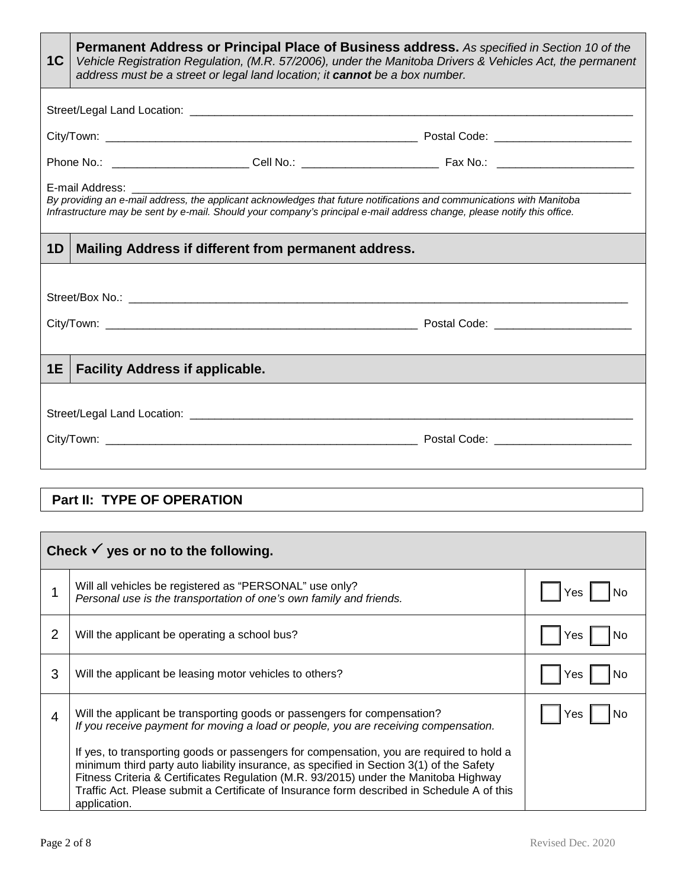## 1C Permanent Address or Principal Place of Business address.

*As specified in Section 10 of the Vehicle Registration Regulation, (M.R. 57/2006), under the Manitoba Drivers & Vehicles Act, the permanent address must be a street or legal land location; it **cannot** be a box number.*

Street/Legal Land Location: ______________________________________________

City/Town: ______________________________________ Postal Code: ____________________

Phone No.: ____________________ Cell No.: ____________________ Fax No.: ____________________

E-mail Address: ______________________________________________

*By providing an e-mail address, the applicant acknowledges that future notifications and communications with Manitoba Infrastructure may be sent by e-mail. Should your company's principal e-mail address change, please notify this office.*

## 1D Mailing Address if different from permanent address.

Street/Box No.: ______________________________________________

City/Town: ______________________________________ Postal Code: ____________________

## 1E Facility Address if applicable.

Street/Legal Land Location: ______________________________________________

City/Town: ______________________________________ Postal Code: ____________________

## Part II: TYPE OF OPERATION

| | Check ✓ yes or no to the following. | |
|---|---|---|
| 1 | Will all vehicles be registered as "PERSONAL" use only?<br>*Personal use is the transportation of one's own family and friends.* | ☐ Yes ☐ No |
| 2 | Will the applicant be operating a school bus? | ☐ Yes ☐ No |
| 3 | Will the applicant be leasing motor vehicles to others? | ☐ Yes ☐ No |
| 4 | Will the applicant be transporting goods or passengers for compensation?<br>*If you receive payment for moving a load or people, you are receiving compensation.*<br><br>If yes, to transporting goods or passengers for compensation, you are required to hold a minimum third party auto liability insurance, as specified in Section 3(1) of the Safety Fitness Criteria & Certificates Regulation (M.R. 93/2015) under the Manitoba Highway Traffic Act. Please submit a Certificate of Insurance form described in Schedule A of this application. | ☐ Yes ☐ No |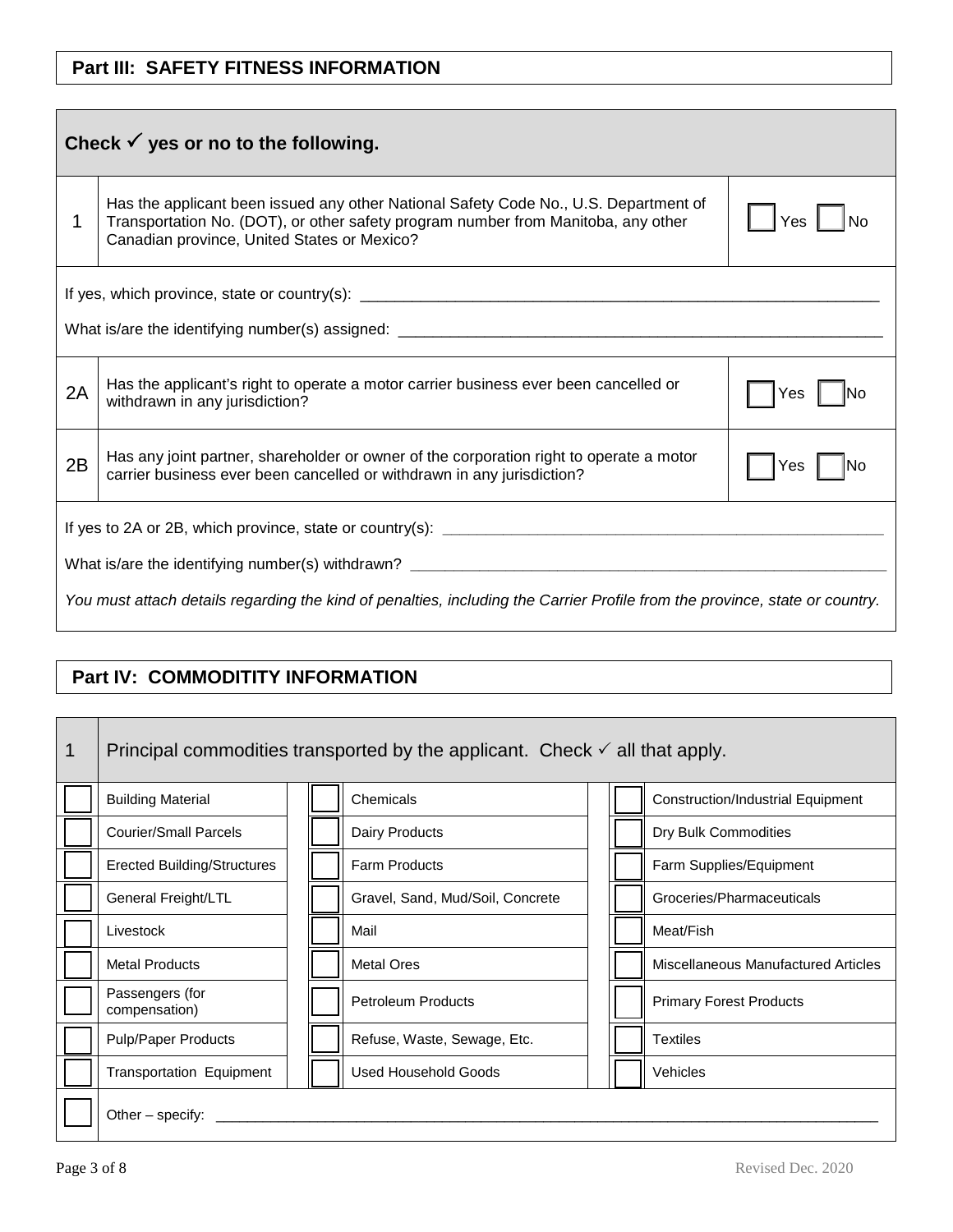## Part III: SAFETY FITNESS INFORMATION

**Check ✓ yes or no to the following.**

| | | |
|---|---|---|
| 1 | Has the applicant been issued any other National Safety Code No., U.S. Department of Transportation No. (DOT), or other safety program number from Manitoba, any other Canadian province, United States or Mexico? | ☐ Yes ☐ No |

If yes, which province, state or country(s): ______________________________

What is/are the identifying number(s) assigned: ______________________________

| | | |
|---|---|---|
| 2A | Has the applicant's right to operate a motor carrier business ever been cancelled or withdrawn in any jurisdiction? | ☐ Yes ☐ No |
| 2B | Has any joint partner, shareholder or owner of the corporation right to operate a motor carrier business ever been cancelled or withdrawn in any jurisdiction? | ☐ Yes ☐ No |

If yes to 2A or 2B, which province, state or country(s): ______________________________

What is/are the identifying number(s) withdrawn? ______________________________

*You must attach details regarding the kind of penalties, including the Carrier Profile from the province, state or country.*

## Part IV: COMMODITITY INFORMATION

**1** Principal commodities transported by the applicant. Check ✓ all that apply.

| | | | | | |
|---|---|---|---|---|---|
| ☐ | Building Material | ☐ | Chemicals | ☐ | Construction/Industrial Equipment |
| ☐ | Courier/Small Parcels | ☐ | Dairy Products | ☐ | Dry Bulk Commodities |
| ☐ | Erected Building/Structures | ☐ | Farm Products | ☐ | Farm Supplies/Equipment |
| ☐ | General Freight/LTL | ☐ | Gravel, Sand, Mud/Soil, Concrete | ☐ | Groceries/Pharmaceuticals |
| ☐ | Livestock | ☐ | Mail | ☐ | Meat/Fish |
| ☐ | Metal Products | ☐ | Metal Ores | ☐ | Miscellaneous Manufactured Articles |
| ☐ | Passengers (for compensation) | ☐ | Petroleum Products | ☐ | Primary Forest Products |
| ☐ | Pulp/Paper Products | ☐ | Refuse, Waste, Sewage, Etc. | ☐ | Textiles |
| ☐ | Transportation Equipment | ☐ | Used Household Goods | ☐ | Vehicles |
| ☐ | Other – specify: ______________________________ | | | | |

Revised Dec. 2020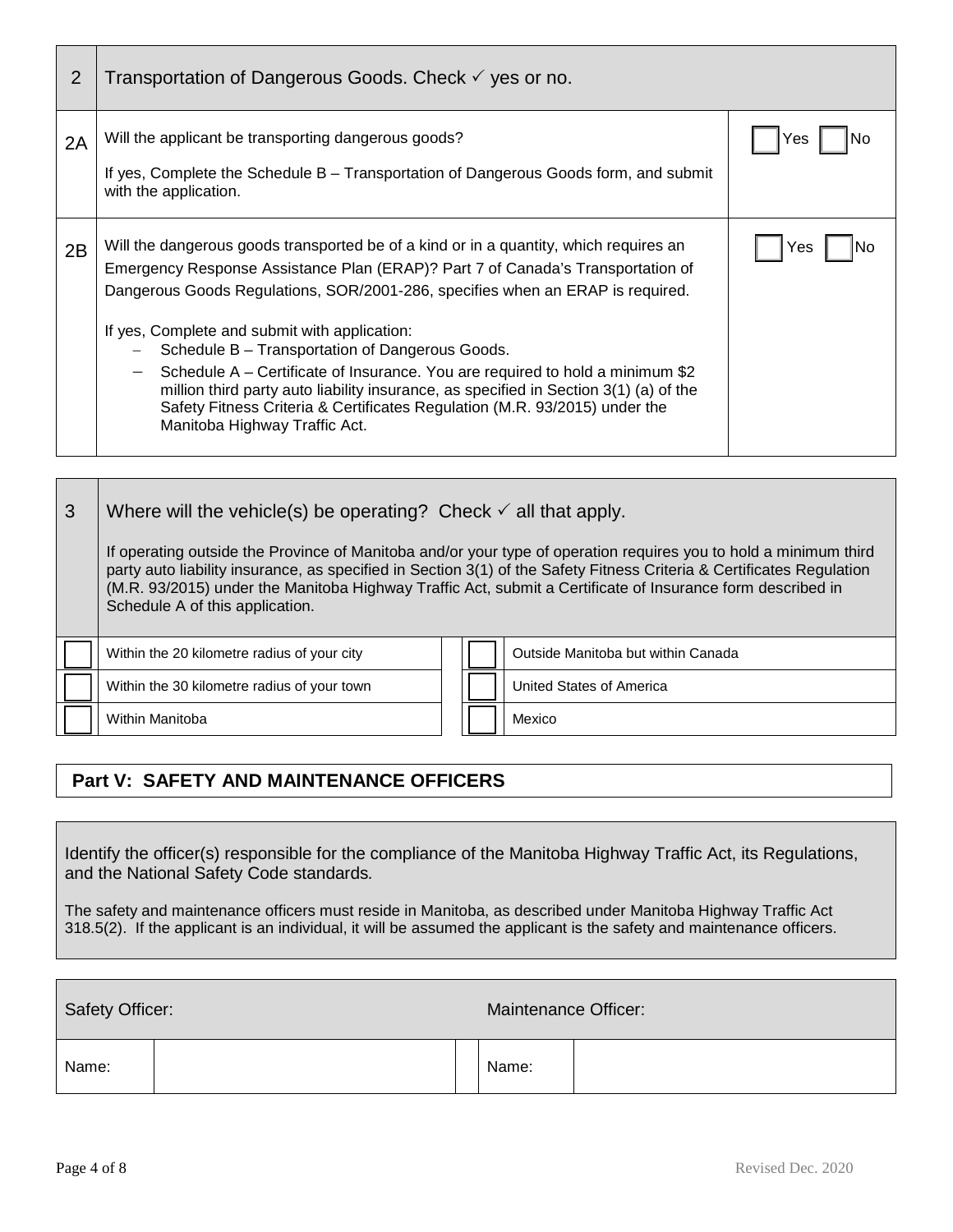| 2 | Transportation of Dangerous Goods. Check ✓ yes or no. | |
|---|---|---|
| 2A | Will the applicant be transporting dangerous goods?<br><br>If yes, Complete the Schedule B – Transportation of Dangerous Goods form, and submit with the application. | ☐ Yes ☐ No |
| 2B | Will the dangerous goods transported be of a kind or in a quantity, which requires an Emergency Response Assistance Plan (ERAP)? Part 7 of Canada's Transportation of Dangerous Goods Regulations, SOR/2001-286, specifies when an ERAP is required.<br><br>If yes, Complete and submit with application:<br>– Schedule B – Transportation of Dangerous Goods.<br>– Schedule A – Certificate of Insurance. You are required to hold a minimum $2 million third party auto liability insurance, as specified in Section 3(1) (a) of the Safety Fitness Criteria & Certificates Regulation (M.R. 93/2015) under the Manitoba Highway Traffic Act. | ☐ Yes ☐ No |

**3** Where will the vehicle(s) be operating? Check ✓ all that apply.

If operating outside the Province of Manitoba and/or your type of operation requires you to hold a minimum third party auto liability insurance, as specified in Section 3(1) of the Safety Fitness Criteria & Certificates Regulation (M.R. 93/2015) under the Manitoba Highway Traffic Act, submit a Certificate of Insurance form described in Schedule A of this application.

| | | | |
|---|---|---|---|
| ☐ | Within the 20 kilometre radius of your city | ☐ | Outside Manitoba but within Canada |
| ☐ | Within the 30 kilometre radius of your town | ☐ | United States of America |
| ☐ | Within Manitoba | ☐ | Mexico |

## Part V: SAFETY AND MAINTENANCE OFFICERS

Identify the officer(s) responsible for the compliance of the Manitoba Highway Traffic Act, its Regulations, and the National Safety Code standards.

The safety and maintenance officers must reside in Manitoba, as described under Manitoba Highway Traffic Act 318.5(2). If the applicant is an individual, it will be assumed the applicant is the safety and maintenance officers.

| Safety Officer: | | Maintenance Officer: | |
|---|---|---|---|
| Name: | | Name: | |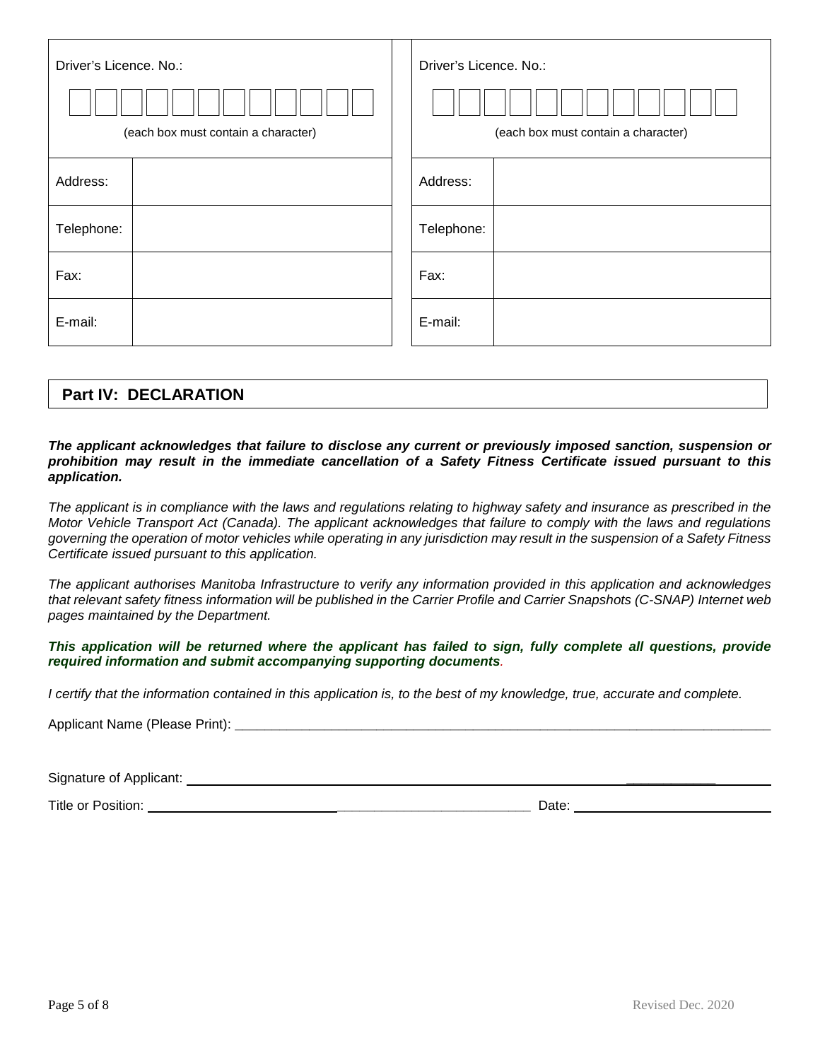| Driver's Licence. No.: | | Driver's Licence. No.: | |
|---|---|---|---|
| (each box must contain a character) | | (each box must contain a character) | |
| Address: | | Address: | |
| Telephone: | | Telephone: | |
| Fax: | | Fax: | |
| E-mail: | | E-mail: | |

## Part IV: DECLARATION

***The applicant acknowledges that failure to disclose any current or previously imposed sanction, suspension or prohibition may result in the immediate cancellation of a Safety Fitness Certificate issued pursuant to this application.***

*The applicant is in compliance with the laws and regulations relating to highway safety and insurance as prescribed in the Motor Vehicle Transport Act (Canada). The applicant acknowledges that failure to comply with the laws and regulations governing the operation of motor vehicles while operating in any jurisdiction may result in the suspension of a Safety Fitness Certificate issued pursuant to this application.*

*The applicant authorises Manitoba Infrastructure to verify any information provided in this application and acknowledges that relevant safety fitness information will be published in the Carrier Profile and Carrier Snapshots (C-SNAP) Internet web pages maintained by the Department.*

***This application will be returned where the applicant has failed to sign, fully complete all questions, provide required information and submit accompanying supporting documents.***

*I certify that the information contained in this application is, to the best of my knowledge, true, accurate and complete.*

Applicant Name (Please Print): ____________________________________________

Signature of Applicant: ____________________________________________

Title or Position: ____________________________________________ Date: ____________________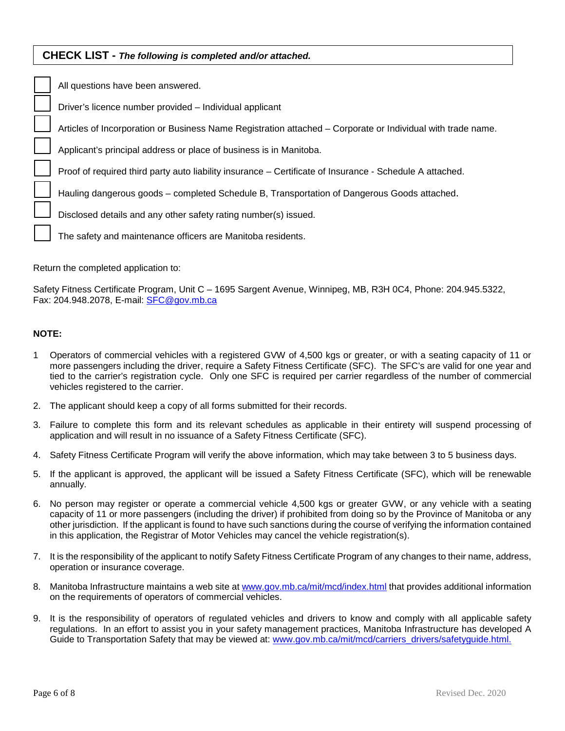## CHECK LIST - *The following is completed and/or attached.*

- [ ] All questions have been answered.
- [ ] Driver's licence number provided – Individual applicant
- [ ] Articles of Incorporation or Business Name Registration attached – Corporate or Individual with trade name.
- [ ] Applicant's principal address or place of business is in Manitoba.
- [ ] Proof of required third party auto liability insurance – Certificate of Insurance - Schedule A attached.
- [ ] Hauling dangerous goods – completed Schedule B, Transportation of Dangerous Goods attached.
- [ ] Disclosed details and any other safety rating number(s) issued.
- [ ] The safety and maintenance officers are Manitoba residents.

Return the completed application to:

Safety Fitness Certificate Program, Unit C – 1695 Sargent Avenue, Winnipeg, MB, R3H 0C4, Phone: 204.945.5322, Fax: 204.948.2078, E-mail: SFC@gov.mb.ca

**NOTE:**

1. Operators of commercial vehicles with a registered GVW of 4,500 kgs or greater, or with a seating capacity of 11 or more passengers including the driver, require a Safety Fitness Certificate (SFC). The SFC's are valid for one year and tied to the carrier's registration cycle. Only one SFC is required per carrier regardless of the number of commercial vehicles registered to the carrier.
2. The applicant should keep a copy of all forms submitted for their records.
3. Failure to complete this form and its relevant schedules as applicable in their entirety will suspend processing of application and will result in no issuance of a Safety Fitness Certificate (SFC).
4. Safety Fitness Certificate Program will verify the above information, which may take between 3 to 5 business days.
5. If the applicant is approved, the applicant will be issued a Safety Fitness Certificate (SFC), which will be renewable annually.
6. No person may register or operate a commercial vehicle 4,500 kgs or greater GVW, or any vehicle with a seating capacity of 11 or more passengers (including the driver) if prohibited from doing so by the Province of Manitoba or any other jurisdiction. If the applicant is found to have such sanctions during the course of verifying the information contained in this application, the Registrar of Motor Vehicles may cancel the vehicle registration(s).
7. It is the responsibility of the applicant to notify Safety Fitness Certificate Program of any changes to their name, address, operation or insurance coverage.
8. Manitoba Infrastructure maintains a web site at www.gov.mb.ca/mit/mcd/index.html that provides additional information on the requirements of operators of commercial vehicles.
9. It is the responsibility of operators of regulated vehicles and drivers to know and comply with all applicable safety regulations. In an effort to assist you in your safety management practices, Manitoba Infrastructure has developed A Guide to Transportation Safety that may be viewed at: www.gov.mb.ca/mit/mcd/carriers_drivers/safetyguide.html.

Revised Dec. 2020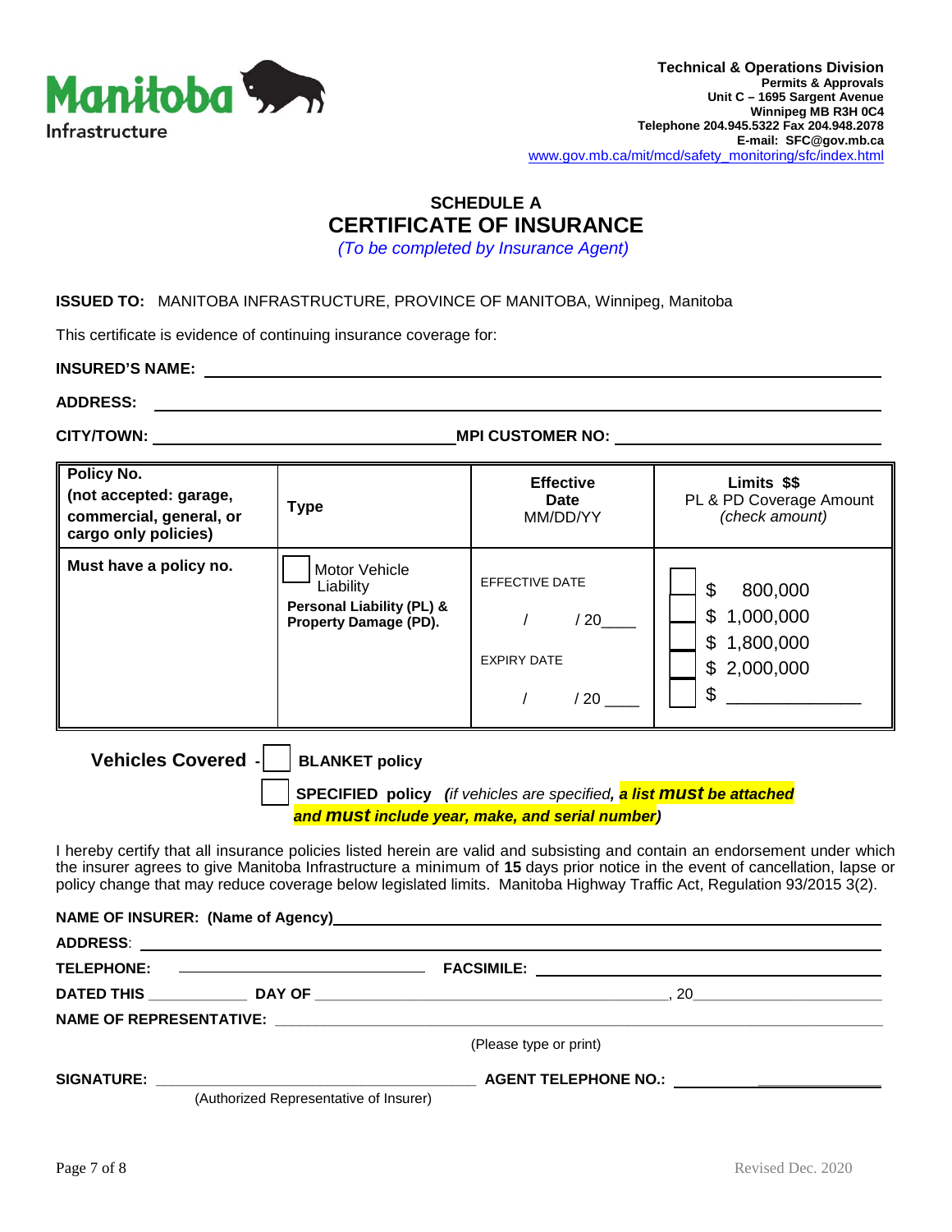Manitoba Infrastructure

**Technical & Operations Division**
**Permits & Approvals**
**Unit C – 1695 Sargent Avenue**
**Winnipeg MB R3H 0C4**
**Telephone 204.945.5322 Fax 204.948.2078**
**E-mail: SFC@gov.mb.ca**
www.gov.mb.ca/mit/mcd/safety_monitoring/sfc/index.html

## SCHEDULE A
# CERTIFICATE OF INSURANCE

*(To be completed by Insurance Agent)*

**ISSUED TO:** MANITOBA INFRASTRUCTURE, PROVINCE OF MANITOBA, Winnipeg, Manitoba

This certificate is evidence of continuing insurance coverage for:

**INSURED'S NAME:** ______________________________________________

**ADDRESS:** ______________________________________________

**CITY/TOWN:** ______________________ **MPI CUSTOMER NO:** ______________________

| **Policy No. (not accepted: garage, commercial, general, or cargo only policies)** | **Type** | **Effective Date** MM/DD/YY | **Limits $$** PL & PD Coverage Amount *(check amount)* |
|---|---|---|---|
| **Must have a policy no.** | ☐ Motor Vehicle Liability **Personal Liability (PL) & Property Damage (PD).** | EFFECTIVE DATE / / 20____ EXPIRY DATE / / 20 ____ | ☐ $ 800,000 ☐ $ 1,000,000 ☐ $ 1,800,000 ☐ $ 2,000,000 ☐ $ ______________ |

**Vehicles Covered** - ☐ **BLANKET policy**

☐ **SPECIFIED policy** ***(****if vehicles are specified****, a list must be attached and must include year, make, and serial number)***

I hereby certify that all insurance policies listed herein are valid and subsisting and contain an endorsement under which the insurer agrees to give Manitoba Infrastructure a minimum of **15** days prior notice in the event of cancellation, lapse or policy change that may reduce coverage below legislated limits. Manitoba Highway Traffic Act, Regulation 93/2015 3(2).

**NAME OF INSURER: (Name of Agency)** ______________________________________________

**ADDRESS**: ______________________________________________

**TELEPHONE:** ______________________ **FACSIMILE:** ______________________

**DATED THIS** ____________ **DAY OF** ______________________, 20______________________

**NAME OF REPRESENTATIVE:** ______________________________________________

(Please type or print)

**SIGNATURE:** ______________________________ **AGENT TELEPHONE NO.:** ______________________

(Authorized Representative of Insurer)

Revised Dec. 2020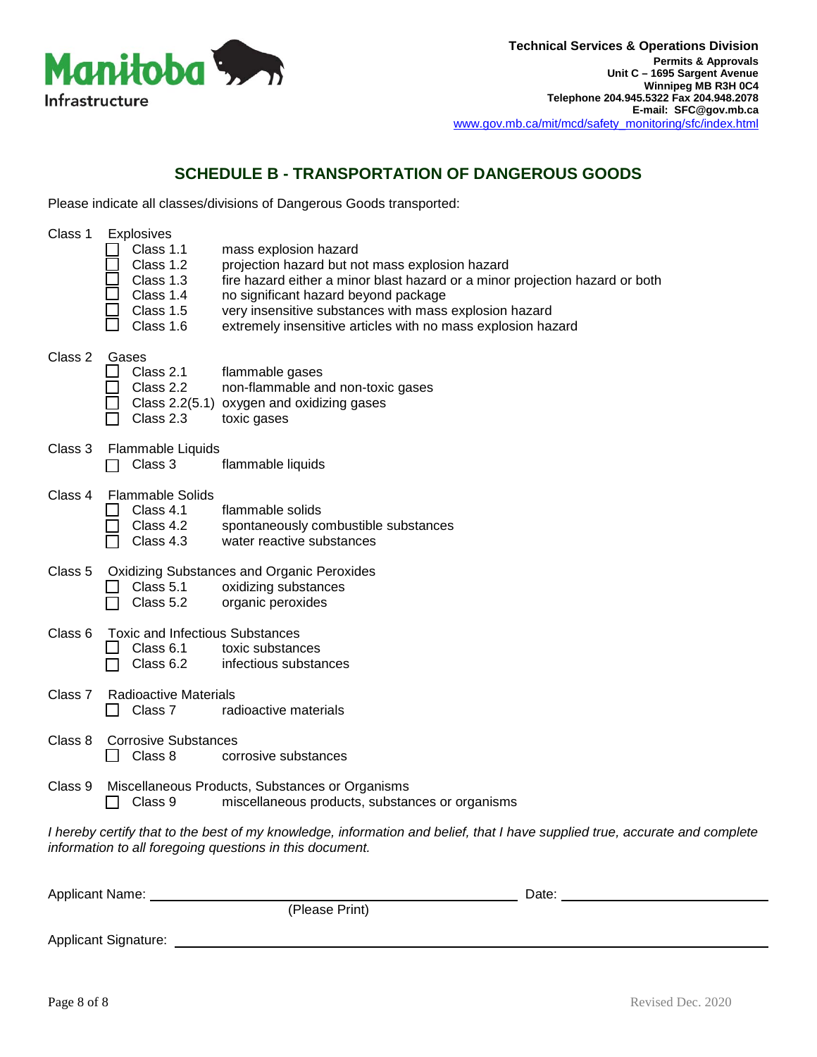**Technical Services & Operations Division**
**Permits & Approvals**
**Unit C – 1695 Sargent Avenue**
**Winnipeg MB R3H 0C4**
**Telephone 204.945.5322 Fax 204.948.2078**
**E-mail: SFC@gov.mb.ca**
www.gov.mb.ca/mit/mcd/safety_monitoring/sfc/index.html

## SCHEDULE B - TRANSPORTATION OF DANGEROUS GOODS

Please indicate all classes/divisions of Dangerous Goods transported:

**Class 1** Explosives

- ☐ Class 1.1 mass explosion hazard
- ☐ Class 1.2 projection hazard but not mass explosion hazard
- ☐ Class 1.3 fire hazard either a minor blast hazard or a minor projection hazard or both
- ☐ Class 1.4 no significant hazard beyond package
- ☐ Class 1.5 very insensitive substances with mass explosion hazard
- ☐ Class 1.6 extremely insensitive articles with no mass explosion hazard

**Class 2** Gases

- ☐ Class 2.1 flammable gases
- ☐ Class 2.2 non-flammable and non-toxic gases
- ☐ Class 2.2(5.1) oxygen and oxidizing gases
- ☐ Class 2.3 toxic gases

**Class 3** Flammable Liquids

- ☐ Class 3 flammable liquids

**Class 4** Flammable Solids

- ☐ Class 4.1 flammable solids
- ☐ Class 4.2 spontaneously combustible substances
- ☐ Class 4.3 water reactive substances

**Class 5** Oxidizing Substances and Organic Peroxides

- ☐ Class 5.1 oxidizing substances
- ☐ Class 5.2 organic peroxides

**Class 6** Toxic and Infectious Substances

- ☐ Class 6.1 toxic substances
- ☐ Class 6.2 infectious substances

**Class 7** Radioactive Materials

- ☐ Class 7 radioactive materials

**Class 8** Corrosive Substances

- ☐ Class 8 corrosive substances

**Class 9** Miscellaneous Products, Substances or Organisms

- ☐ Class 9 miscellaneous products, substances or organisms

*I hereby certify that to the best of my knowledge, information and belief, that I have supplied true, accurate and complete information to all foregoing questions in this document.*

Applicant Name: ______________________________ Date: ____________________
(Please Print)

Applicant Signature: ______________________________________________

Revised Dec. 2020